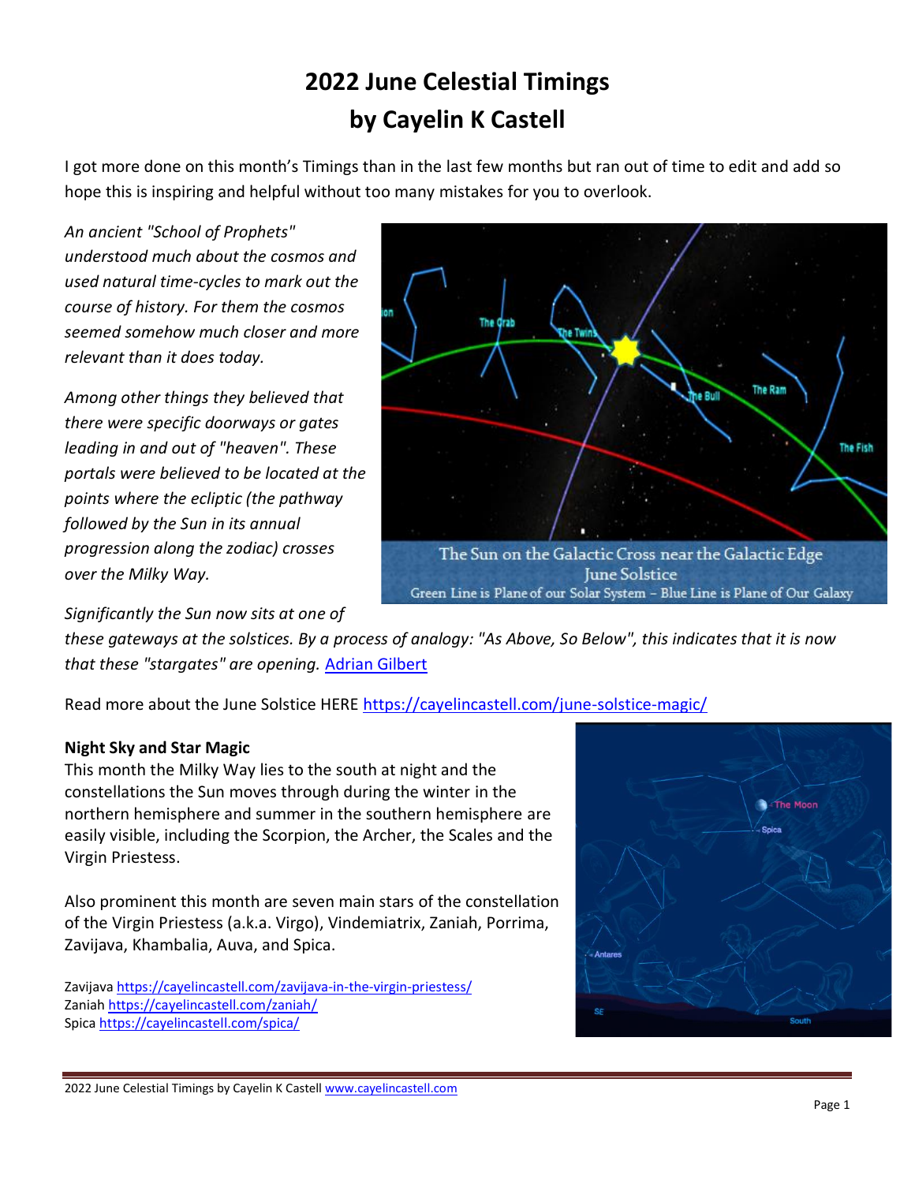# 2022 June Celestial Timings
# by Cayelin K Castell

I got more done on this month's Timings than in the last few months but ran out of time to edit and add so hope this is inspiring and helpful without too many mistakes for you to overlook.

*An ancient "School of Prophets" understood much about the cosmos and used natural time-cycles to mark out the course of history. For them the cosmos seemed somehow much closer and more relevant than it does today.*

*Among other things they believed that there were specific doorways or gates leading in and out of "heaven". These portals were believed to be located at the points where the ecliptic (the pathway followed by the Sun in its annual progression along the zodiac) crosses over the Milky Way.*

The Sun on the Galactic Cross near the Galactic Edge
June Solstice
Green Line is Plane of our Solar System – Blue Line is Plane of Our Galaxy

*Significantly the Sun now sits at one of these gateways at the solstices. By a process of analogy: "As Above, So Below", this indicates that it is now that these "stargates" are opening.* [Adrian Gilbert](#)

Read more about the June Solstice HERE https://cayelincastell.com/june-solstice-magic/

**Night Sky and Star Magic**

This month the Milky Way lies to the south at night and the constellations the Sun moves through during the winter in the northern hemisphere and summer in the southern hemisphere are easily visible, including the Scorpion, the Archer, the Scales and the Virgin Priestess.

Also prominent this month are seven main stars of the constellation of the Virgin Priestess (a.k.a. Virgo), Vindemiatrix, Zaniah, Porrima, Zavijava, Khambalia, Auva, and Spica.

Zavijava https://cayelincastell.com/zavijava-in-the-virgin-priestess/
Zaniah https://cayelincastell.com/zaniah/
Spica https://cayelincastell.com/spica/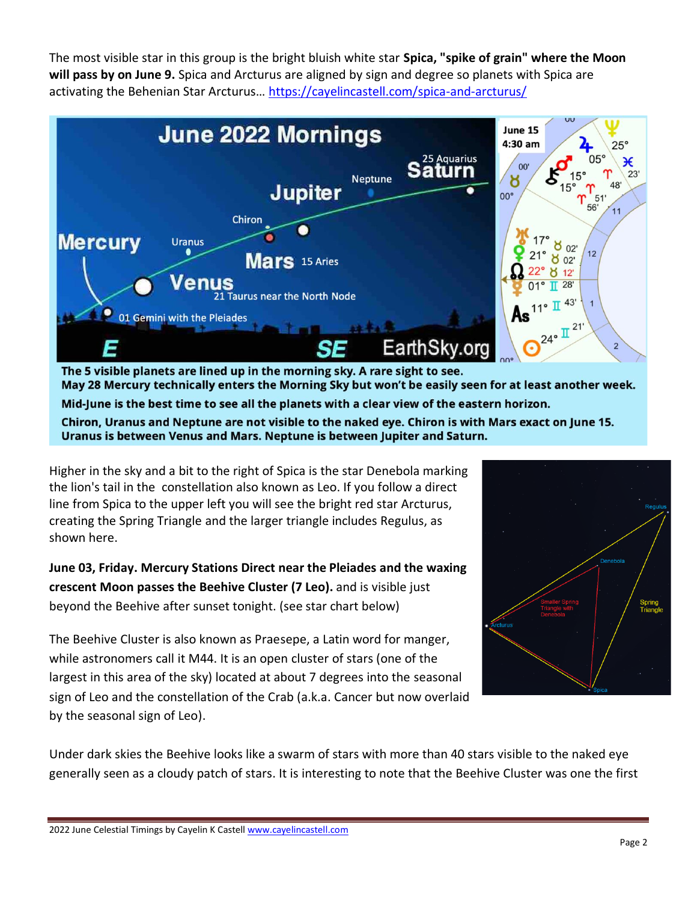The most visible star in this group is the bright bluish white star **Spica, "spike of grain" where the Moon will pass by on June 9.** Spica and Arcturus are aligned by sign and degree so planets with Spica are activating the Behenian Star Arcturus… https://cayelincastell.com/spica-and-arcturus/

**The 5 visible planets are lined up in the morning sky. A rare sight to see.**
**May 28 Mercury technically enters the Morning Sky but won't be easily seen for at least another week.**

**Mid-June is the best time to see all the planets with a clear view of the eastern horizon.**

**Chiron, Uranus and Neptune are not visible to the naked eye. Chiron is with Mars exact on June 15.**
**Uranus is between Venus and Mars. Neptune is between Jupiter and Saturn.**

Higher in the sky and a bit to the right of Spica is the star Denebola marking the lion's tail in the constellation also known as Leo. If you follow a direct line from Spica to the upper left you will see the bright red star Arcturus, creating the Spring Triangle and the larger triangle includes Regulus, as shown here.

**June 03, Friday. Mercury Stations Direct near the Pleiades and the waxing crescent Moon passes the Beehive Cluster (7 Leo).** and is visible just beyond the Beehive after sunset tonight. (see star chart below)

The Beehive Cluster is also known as Praesepe, a Latin word for manger, while astronomers call it M44. It is an open cluster of stars (one of the largest in this area of the sky) located at about 7 degrees into the seasonal sign of Leo and the constellation of the Crab (a.k.a. Cancer but now overlaid by the seasonal sign of Leo).

Under dark skies the Beehive looks like a swarm of stars with more than 40 stars visible to the naked eye generally seen as a cloudy patch of stars. It is interesting to note that the Beehive Cluster was one the first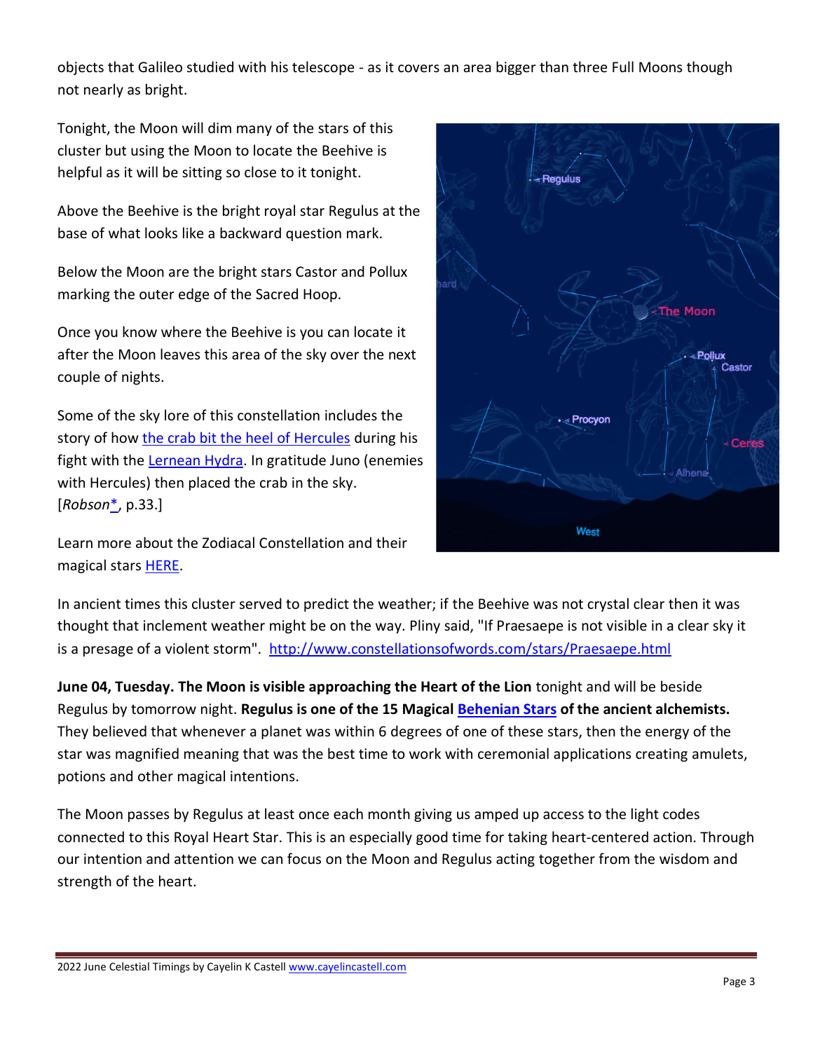objects that Galileo studied with his telescope - as it covers an area bigger than three Full Moons though not nearly as bright.

Tonight, the Moon will dim many of the stars of this cluster but using the Moon to locate the Beehive is helpful as it will be sitting so close to it tonight.

Above the Beehive is the bright royal star Regulus at the base of what looks like a backward question mark.

Below the Moon are the bright stars Castor and Pollux marking the outer edge of the Sacred Hoop.

Once you know where the Beehive is you can locate it after the Moon leaves this area of the sky over the next couple of nights.

Some of the sky lore of this constellation includes the story of how [the crab bit the heel of Hercules]() during his fight with the [Lernean Hydra](). In gratitude Juno (enemies with Hercules) then placed the crab in the sky. [*Robson*[*](), p.33.]

Learn more about the Zodiacal Constellation and their magical stars [HERE]().

In ancient times this cluster served to predict the weather; if the Beehive was not crystal clear then it was thought that inclement weather might be on the way. Pliny said, "If Praesaepe is not visible in a clear sky it is a presage of a violent storm". http://www.constellationsofwords.com/stars/Praesaepe.html

**June 04, Tuesday. The Moon is visible approaching the Heart of the Lion** tonight and will be beside Regulus by tomorrow night. **Regulus is one of the 15 Magical [Behenian Stars]() of the ancient alchemists.** They believed that whenever a planet was within 6 degrees of one of these stars, then the energy of the star was magnified meaning that was the best time to work with ceremonial applications creating amulets, potions and other magical intentions.

The Moon passes by Regulus at least once each month giving us amped up access to the light codes connected to this Royal Heart Star. This is an especially good time for taking heart-centered action. Through our intention and attention we can focus on the Moon and Regulus acting together from the wisdom and strength of the heart.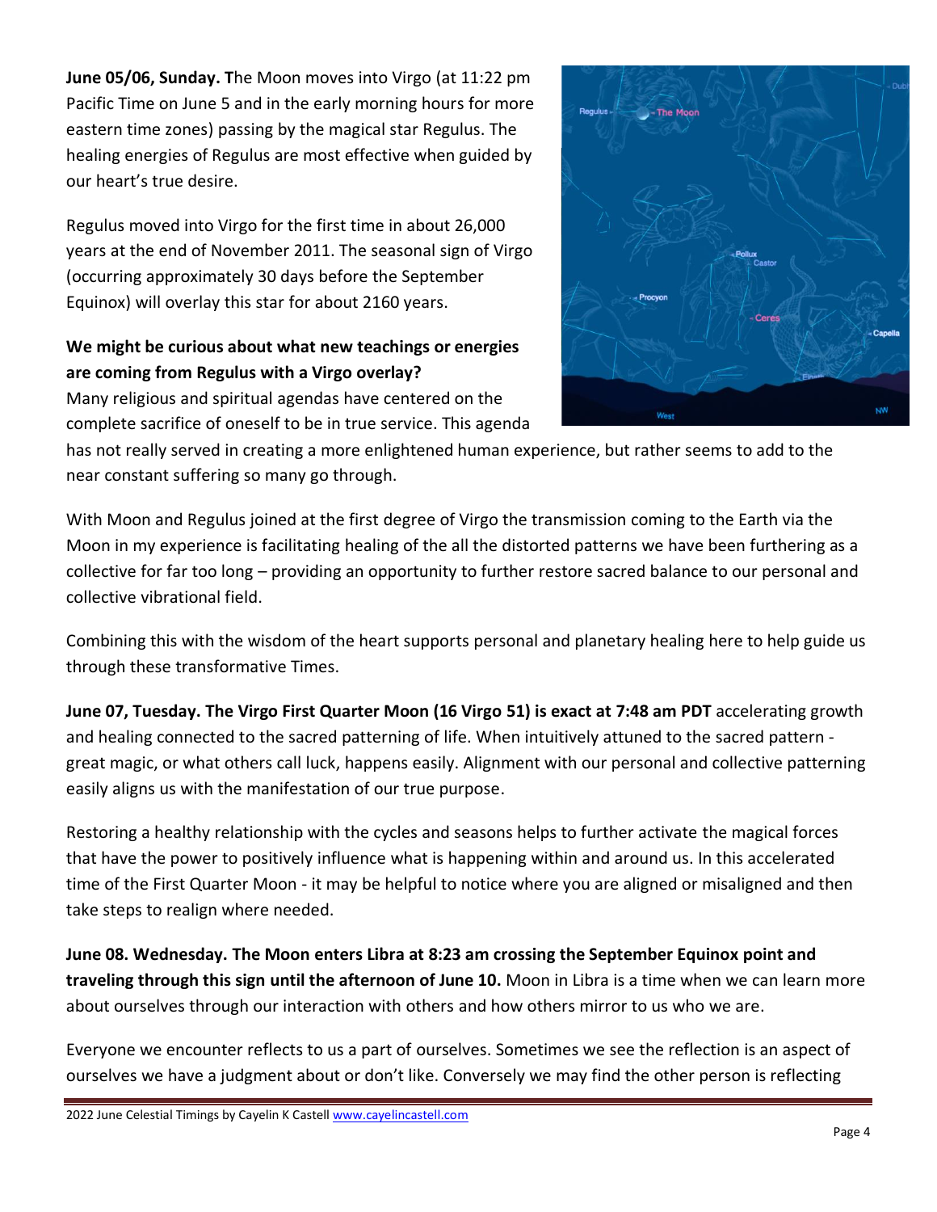**June 05/06, Sunday. T**he Moon moves into Virgo (at 11:22 pm Pacific Time on June 5 and in the early morning hours for more eastern time zones) passing by the magical star Regulus. The healing energies of Regulus are most effective when guided by our heart's true desire.

Regulus moved into Virgo for the first time in about 26,000 years at the end of November 2011. The seasonal sign of Virgo (occurring approximately 30 days before the September Equinox) will overlay this star for about 2160 years.

**We might be curious about what new teachings or energies are coming from Regulus with a Virgo overlay?**

Many religious and spiritual agendas have centered on the complete sacrifice of oneself to be in true service. This agenda has not really served in creating a more enlightened human experience, but rather seems to add to the near constant suffering so many go through.

With Moon and Regulus joined at the first degree of Virgo the transmission coming to the Earth via the Moon in my experience is facilitating healing of the all the distorted patterns we have been furthering as a collective for far too long – providing an opportunity to further restore sacred balance to our personal and collective vibrational field.

Combining this with the wisdom of the heart supports personal and planetary healing here to help guide us through these transformative Times.

**June 07, Tuesday. The Virgo First Quarter Moon (16 Virgo 51) is exact at 7:48 am PDT** accelerating growth and healing connected to the sacred patterning of life. When intuitively attuned to the sacred pattern - great magic, or what others call luck, happens easily. Alignment with our personal and collective patterning easily aligns us with the manifestation of our true purpose.

Restoring a healthy relationship with the cycles and seasons helps to further activate the magical forces that have the power to positively influence what is happening within and around us. In this accelerated time of the First Quarter Moon - it may be helpful to notice where you are aligned or misaligned and then take steps to realign where needed.

**June 08. Wednesday. The Moon enters Libra at 8:23 am crossing the September Equinox point and traveling through this sign until the afternoon of June 10.** Moon in Libra is a time when we can learn more about ourselves through our interaction with others and how others mirror to us who we are.

Everyone we encounter reflects to us a part of ourselves. Sometimes we see the reflection is an aspect of ourselves we have a judgment about or don't like. Conversely we may find the other person is reflecting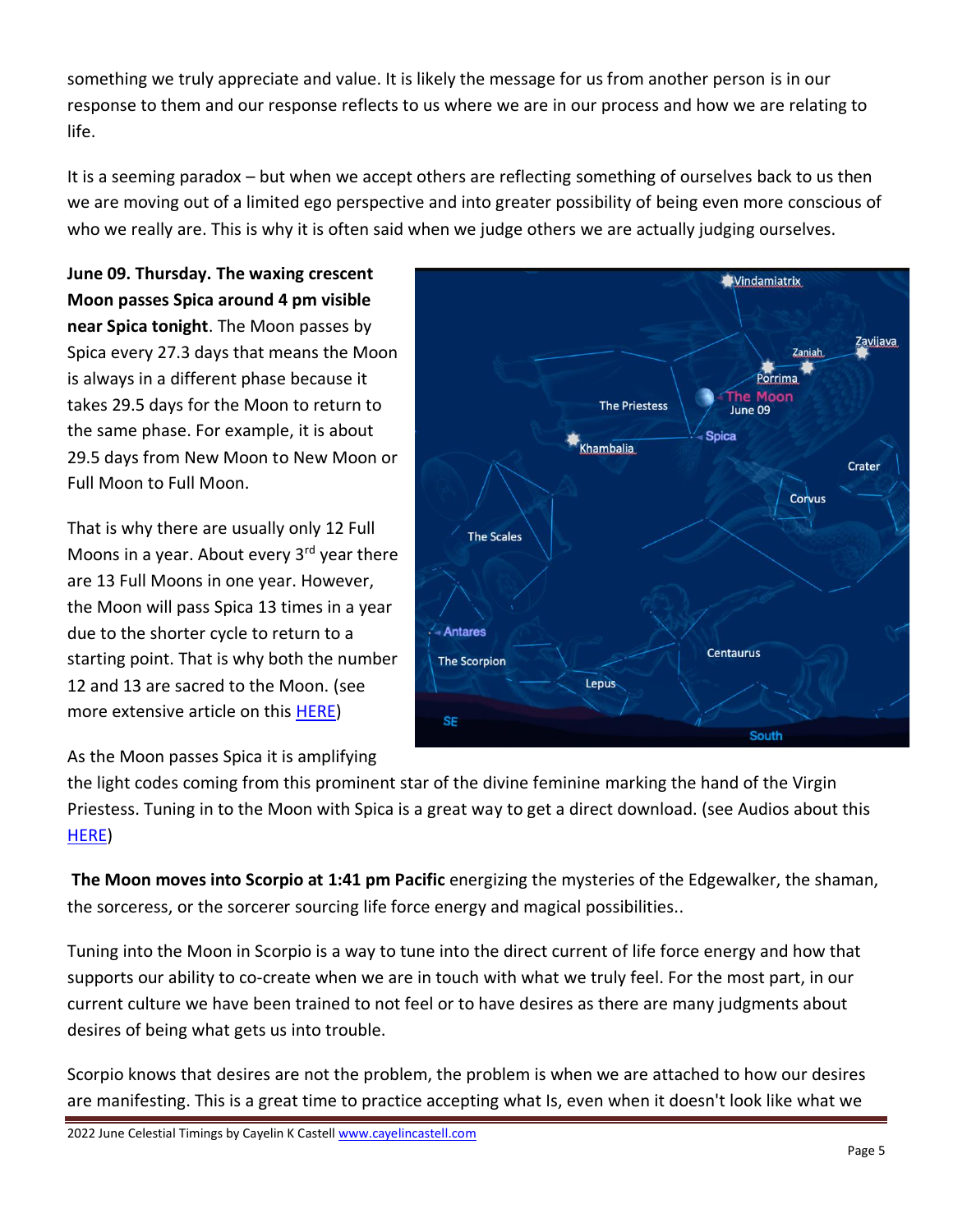something we truly appreciate and value. It is likely the message for us from another person is in our response to them and our response reflects to us where we are in our process and how we are relating to life.

It is a seeming paradox – but when we accept others are reflecting something of ourselves back to us then we are moving out of a limited ego perspective and into greater possibility of being even more conscious of who we really are. This is why it is often said when we judge others we are actually judging ourselves.

**June 09. Thursday. The waxing crescent Moon passes Spica around 4 pm visible near Spica tonight**. The Moon passes by Spica every 27.3 days that means the Moon is always in a different phase because it takes 29.5 days for the Moon to return to the same phase. For example, it is about 29.5 days from New Moon to New Moon or Full Moon to Full Moon.

That is why there are usually only 12 Full Moons in a year. About every 3rd year there are 13 Full Moons in one year. However, the Moon will pass Spica 13 times in a year due to the shorter cycle to return to a starting point. That is why both the number 12 and 13 are sacred to the Moon. (see more extensive article on this [HERE](HERE))

As the Moon passes Spica it is amplifying the light codes coming from this prominent star of the divine feminine marking the hand of the Virgin Priestess. Tuning in to the Moon with Spica is a great way to get a direct download. (see Audios about this [HERE](HERE))

**The Moon moves into Scorpio at 1:41 pm Pacific** energizing the mysteries of the Edgewalker, the shaman, the sorceress, or the sorcerer sourcing life force energy and magical possibilities..

Tuning into the Moon in Scorpio is a way to tune into the direct current of life force energy and how that supports our ability to co-create when we are in touch with what we truly feel. For the most part, in our current culture we have been trained to not feel or to have desires as there are many judgments about desires of being what gets us into trouble.

Scorpio knows that desires are not the problem, the problem is when we are attached to how our desires are manifesting. This is a great time to practice accepting what Is, even when it doesn't look like what we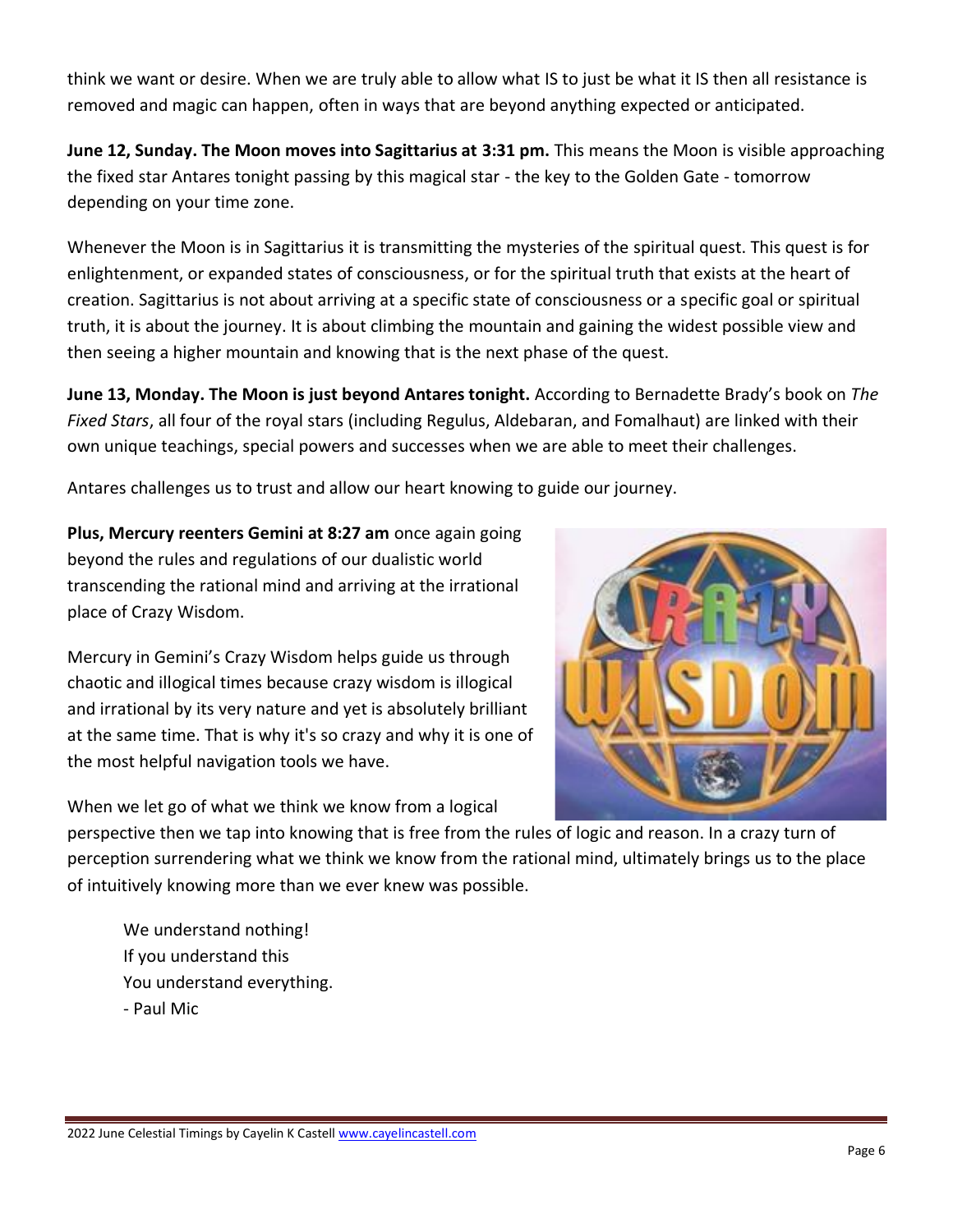think we want or desire. When we are truly able to allow what IS to just be what it IS then all resistance is removed and magic can happen, often in ways that are beyond anything expected or anticipated.

**June 12, Sunday. The Moon moves into Sagittarius at 3:31 pm.** This means the Moon is visible approaching the fixed star Antares tonight passing by this magical star - the key to the Golden Gate - tomorrow depending on your time zone.

Whenever the Moon is in Sagittarius it is transmitting the mysteries of the spiritual quest. This quest is for enlightenment, or expanded states of consciousness, or for the spiritual truth that exists at the heart of creation. Sagittarius is not about arriving at a specific state of consciousness or a specific goal or spiritual truth, it is about the journey. It is about climbing the mountain and gaining the widest possible view and then seeing a higher mountain and knowing that is the next phase of the quest.

**June 13, Monday. The Moon is just beyond Antares tonight.** According to Bernadette Brady's book on *The Fixed Stars*, all four of the royal stars (including Regulus, Aldebaran, and Fomalhaut) are linked with their own unique teachings, special powers and successes when we are able to meet their challenges.

Antares challenges us to trust and allow our heart knowing to guide our journey.

**Plus, Mercury reenters Gemini at 8:27 am** once again going beyond the rules and regulations of our dualistic world transcending the rational mind and arriving at the irrational place of Crazy Wisdom.

Mercury in Gemini's Crazy Wisdom helps guide us through chaotic and illogical times because crazy wisdom is illogical and irrational by its very nature and yet is absolutely brilliant at the same time. That is why it's so crazy and why it is one of the most helpful navigation tools we have.

When we let go of what we think we know from a logical perspective then we tap into knowing that is free from the rules of logic and reason. In a crazy turn of perception surrendering what we think we know from the rational mind, ultimately brings us to the place of intuitively knowing more than we ever knew was possible.

> We understand nothing!
> If you understand this
> You understand everything.
> - Paul Mic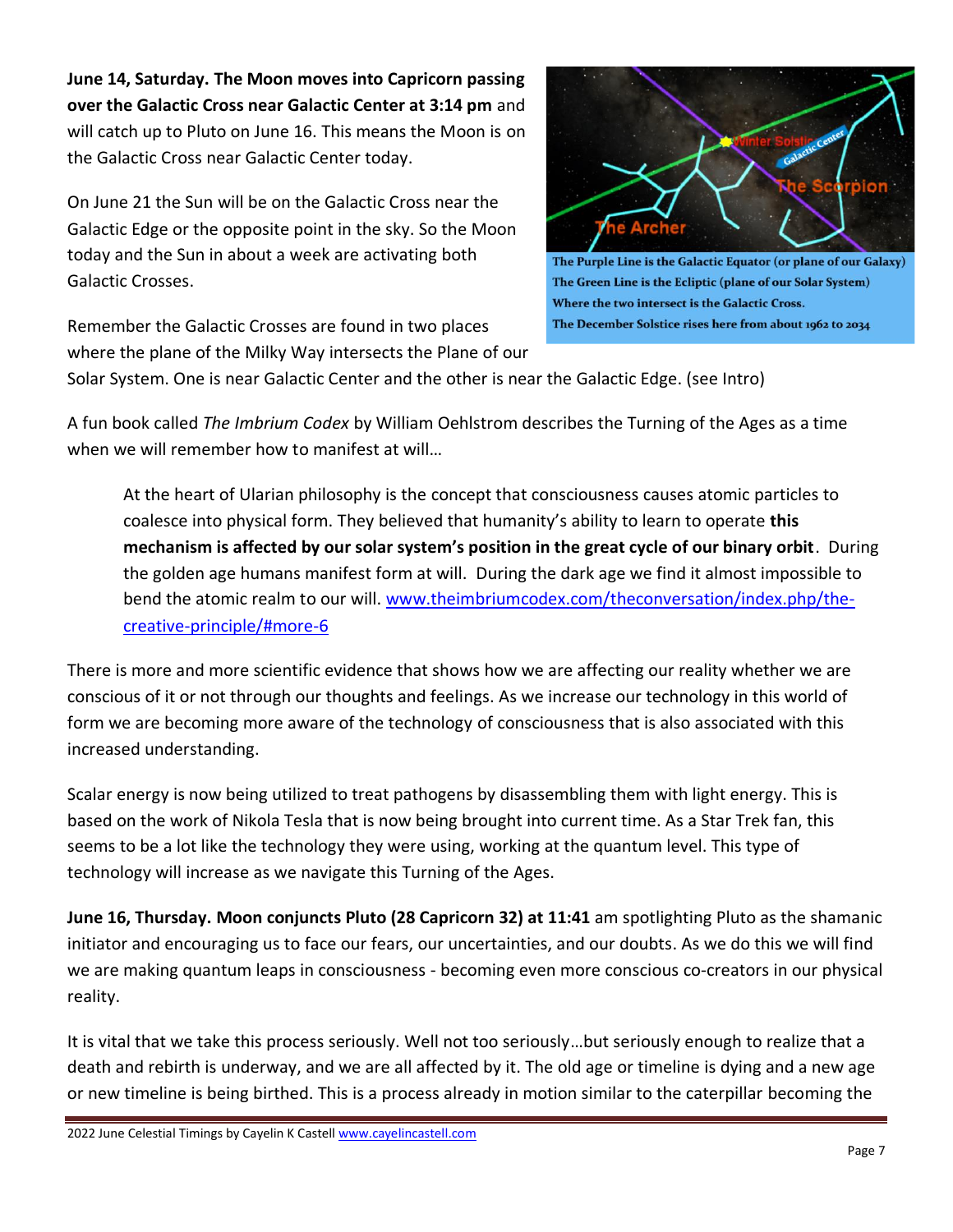**June 14, Saturday. The Moon moves into Capricorn passing over the Galactic Cross near Galactic Center at 3:14 pm** and will catch up to Pluto on June 16. This means the Moon is on the Galactic Cross near Galactic Center today.

On June 21 the Sun will be on the Galactic Cross near the Galactic Edge or the opposite point in the sky. So the Moon today and the Sun in about a week are activating both Galactic Crosses.

The Purple Line is the Galactic Equator (or plane of our Galaxy)
The Green Line is the Ecliptic (plane of our Solar System)
Where the two intersect is the Galactic Cross.
The December Solstice rises here from about 1962 to 2034

Remember the Galactic Crosses are found in two places where the plane of the Milky Way intersects the Plane of our Solar System. One is near Galactic Center and the other is near the Galactic Edge. (see Intro)

A fun book called *The Imbrium Codex* by William Oehlstrom describes the Turning of the Ages as a time when we will remember how to manifest at will…

> At the heart of Ularian philosophy is the concept that consciousness causes atomic particles to coalesce into physical form. They believed that humanity's ability to learn to operate **this mechanism is affected by our solar system's position in the great cycle of our binary orbit**. During the golden age humans manifest form at will. During the dark age we find it almost impossible to bend the atomic realm to our will. www.theimbriumcodex.com/theconversation/index.php/the-creative-principle/#more-6

There is more and more scientific evidence that shows how we are affecting our reality whether we are conscious of it or not through our thoughts and feelings. As we increase our technology in this world of form we are becoming more aware of the technology of consciousness that is also associated with this increased understanding.

Scalar energy is now being utilized to treat pathogens by disassembling them with light energy. This is based on the work of Nikola Tesla that is now being brought into current time. As a Star Trek fan, this seems to be a lot like the technology they were using, working at the quantum level. This type of technology will increase as we navigate this Turning of the Ages.

**June 16, Thursday. Moon conjuncts Pluto (28 Capricorn 32) at 11:41** am spotlighting Pluto as the shamanic initiator and encouraging us to face our fears, our uncertainties, and our doubts. As we do this we will find we are making quantum leaps in consciousness - becoming even more conscious co-creators in our physical reality.

It is vital that we take this process seriously. Well not too seriously…but seriously enough to realize that a death and rebirth is underway, and we are all affected by it. The old age or timeline is dying and a new age or new timeline is being birthed. This is a process already in motion similar to the caterpillar becoming the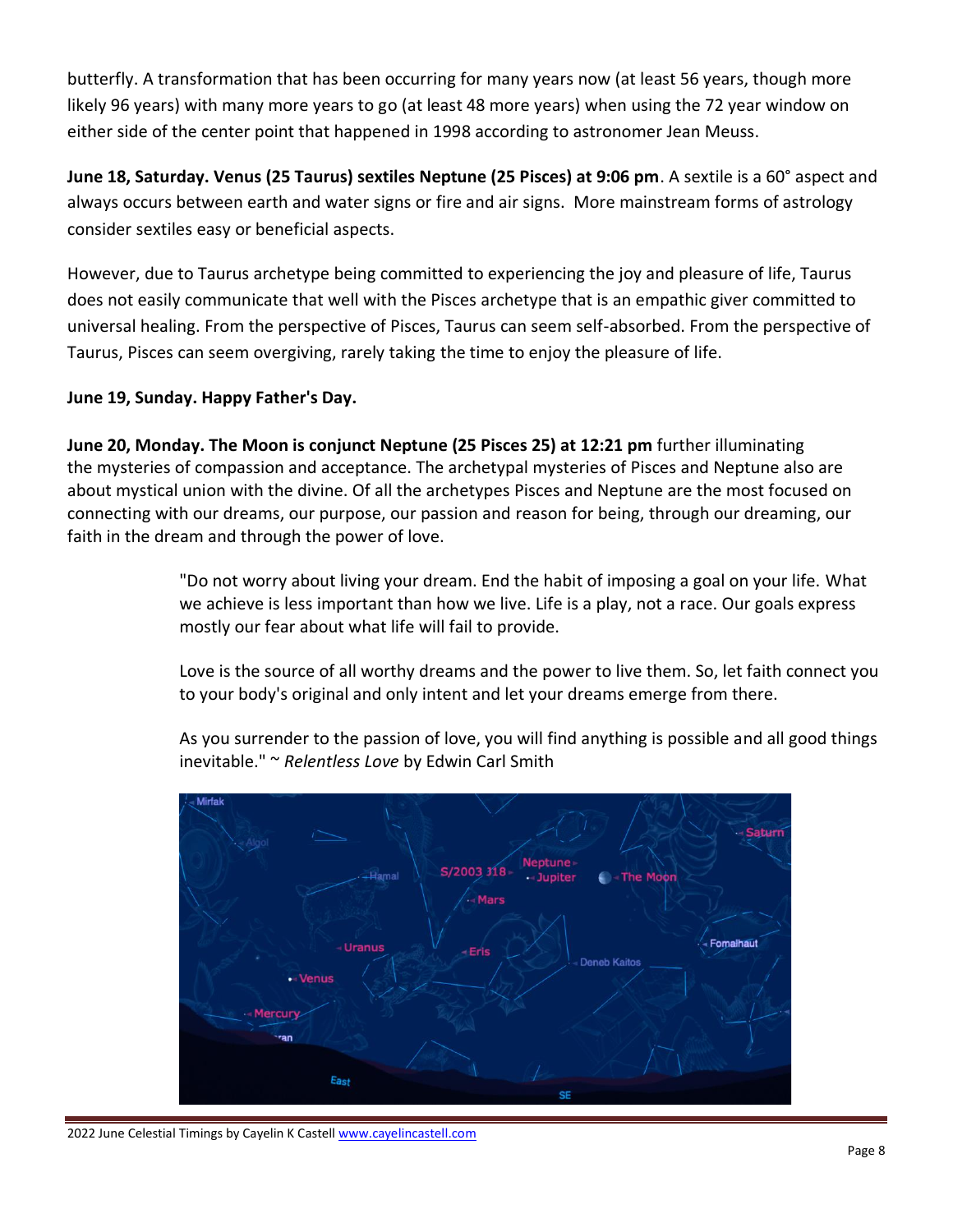butterfly. A transformation that has been occurring for many years now (at least 56 years, though more likely 96 years) with many more years to go (at least 48 more years) when using the 72 year window on either side of the center point that happened in 1998 according to astronomer Jean Meuss.

**June 18, Saturday. Venus (25 Taurus) sextiles Neptune (25 Pisces) at 9:06 pm**. A sextile is a 60° aspect and always occurs between earth and water signs or fire and air signs. More mainstream forms of astrology consider sextiles easy or beneficial aspects.

However, due to Taurus archetype being committed to experiencing the joy and pleasure of life, Taurus does not easily communicate that well with the Pisces archetype that is an empathic giver committed to universal healing. From the perspective of Pisces, Taurus can seem self-absorbed. From the perspective of Taurus, Pisces can seem overgiving, rarely taking the time to enjoy the pleasure of life.

**June 19, Sunday. Happy Father's Day.**

**June 20, Monday. The Moon is conjunct Neptune (25 Pisces 25) at 12:21 pm** further illuminating the mysteries of compassion and acceptance. The archetypal mysteries of Pisces and Neptune also are about mystical union with the divine. Of all the archetypes Pisces and Neptune are the most focused on connecting with our dreams, our purpose, our passion and reason for being, through our dreaming, our faith in the dream and through the power of love.

> "Do not worry about living your dream. End the habit of imposing a goal on your life. What we achieve is less important than how we live. Life is a play, not a race. Our goals express mostly our fear about what life will fail to provide.
>
> Love is the source of all worthy dreams and the power to live them. So, let faith connect you to your body's original and only intent and let your dreams emerge from there.
>
> As you surrender to the passion of love, you will find anything is possible and all good things inevitable." ~ *Relentless Love* by Edwin Carl Smith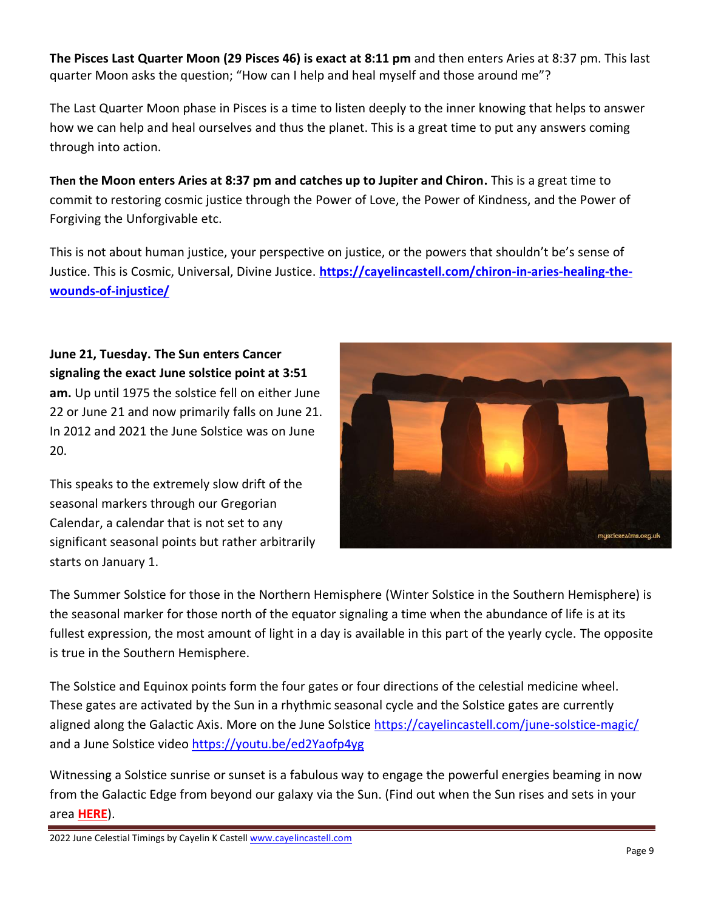**The Pisces Last Quarter Moon (29 Pisces 46) is exact at 8:11 pm** and then enters Aries at 8:37 pm. This last quarter Moon asks the question; "How can I help and heal myself and those around me"?

The Last Quarter Moon phase in Pisces is a time to listen deeply to the inner knowing that helps to answer how we can help and heal ourselves and thus the planet. This is a great time to put any answers coming through into action.

**Then the Moon enters Aries at 8:37 pm and catches up to Jupiter and Chiron.** This is a great time to commit to restoring cosmic justice through the Power of Love, the Power of Kindness, and the Power of Forgiving the Unforgivable etc.

This is not about human justice, your perspective on justice, or the powers that shouldn't be's sense of Justice. This is Cosmic, Universal, Divine Justice. **https://cayelincastell.com/chiron-in-aries-healing-the-wounds-of-injustice/**

**June 21, Tuesday. The Sun enters Cancer signaling the exact June solstice point at 3:51 am.** Up until 1975 the solstice fell on either June 22 or June 21 and now primarily falls on June 21. In 2012 and 2021 the June Solstice was on June 20.

This speaks to the extremely slow drift of the seasonal markers through our Gregorian Calendar, a calendar that is not set to any significant seasonal points but rather arbitrarily starts on January 1.

The Summer Solstice for those in the Northern Hemisphere (Winter Solstice in the Southern Hemisphere) is the seasonal marker for those north of the equator signaling a time when the abundance of life is at its fullest expression, the most amount of light in a day is available in this part of the yearly cycle. The opposite is true in the Southern Hemisphere.

The Solstice and Equinox points form the four gates or four directions of the celestial medicine wheel. These gates are activated by the Sun in a rhythmic seasonal cycle and the Solstice gates are currently aligned along the Galactic Axis. More on the June Solstice https://cayelincastell.com/june-solstice-magic/ and a June Solstice video https://youtu.be/ed2Yaofp4yg

Witnessing a Solstice sunrise or sunset is a fabulous way to engage the powerful energies beaming in now from the Galactic Edge from beyond our galaxy via the Sun. (Find out when the Sun rises and sets in your area **HERE**).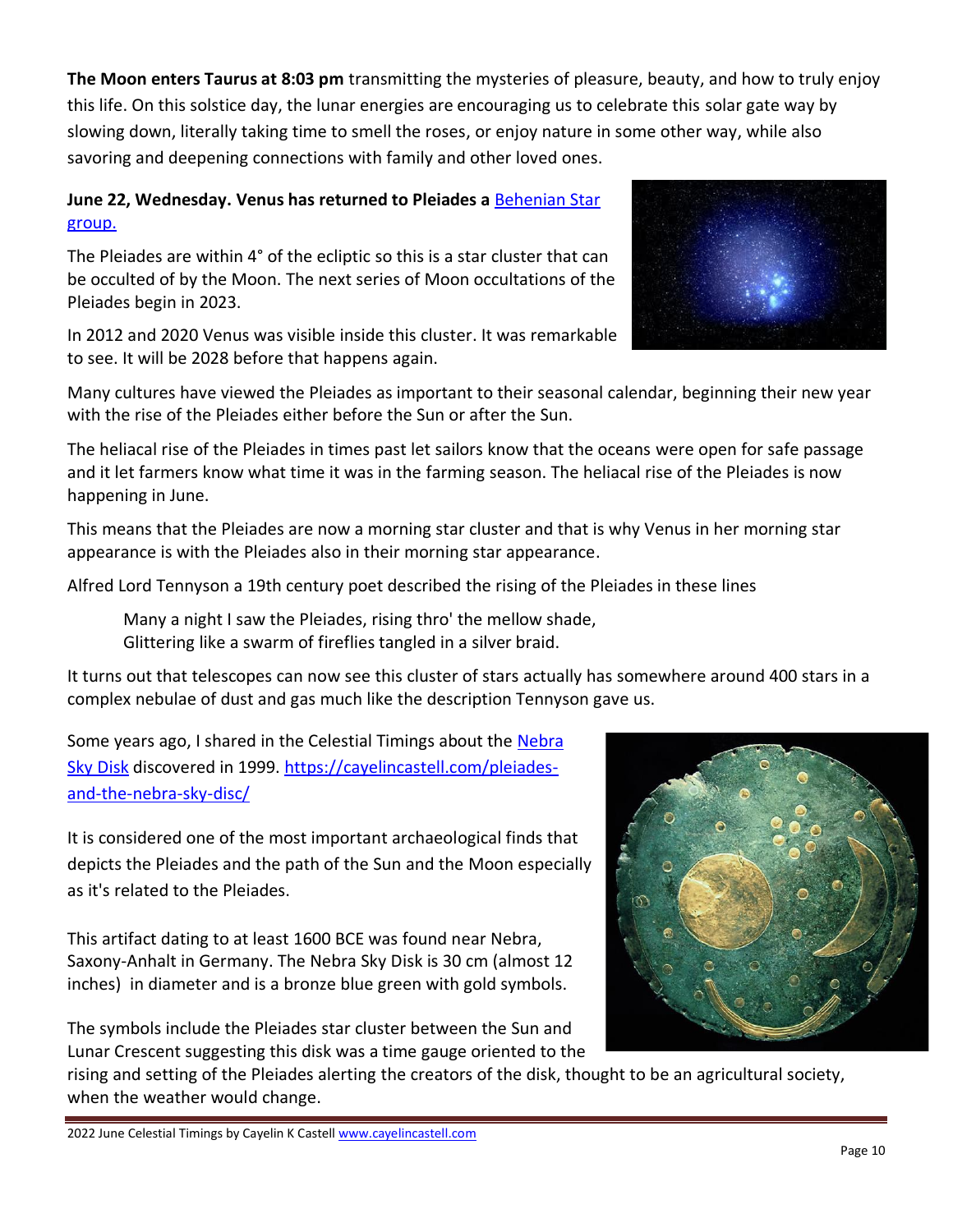**The Moon enters Taurus at 8:03 pm** transmitting the mysteries of pleasure, beauty, and how to truly enjoy this life. On this solstice day, the lunar energies are encouraging us to celebrate this solar gate way by slowing down, literally taking time to smell the roses, or enjoy nature in some other way, while also savoring and deepening connections with family and other loved ones.

**June 22, Wednesday. Venus has returned to Pleiades a** [Behenian Star group.]

The Pleiades are within 4° of the ecliptic so this is a star cluster that can be occulted of by the Moon. The next series of Moon occultations of the Pleiades begin in 2023.

In 2012 and 2020 Venus was visible inside this cluster. It was remarkable to see. It will be 2028 before that happens again.

Many cultures have viewed the Pleiades as important to their seasonal calendar, beginning their new year with the rise of the Pleiades either before the Sun or after the Sun.

The heliacal rise of the Pleiades in times past let sailors know that the oceans were open for safe passage and it let farmers know what time it was in the farming season. The heliacal rise of the Pleiades is now happening in June.

This means that the Pleiades are now a morning star cluster and that is why Venus in her morning star appearance is with the Pleiades also in their morning star appearance.

Alfred Lord Tennyson a 19th century poet described the rising of the Pleiades in these lines

> Many a night I saw the Pleiades, rising thro' the mellow shade,
> Glittering like a swarm of fireflies tangled in a silver braid.

It turns out that telescopes can now see this cluster of stars actually has somewhere around 400 stars in a complex nebulae of dust and gas much like the description Tennyson gave us.

Some years ago, I shared in the Celestial Timings about the Nebra Sky Disk discovered in 1999. https://cayelincastell.com/pleiades-and-the-nebra-sky-disc/

It is considered one of the most important archaeological finds that depicts the Pleiades and the path of the Sun and the Moon especially as it's related to the Pleiades.

This artifact dating to at least 1600 BCE was found near Nebra, Saxony-Anhalt in Germany. The Nebra Sky Disk is 30 cm (almost 12 inches) in diameter and is a bronze blue green with gold symbols.

The symbols include the Pleiades star cluster between the Sun and Lunar Crescent suggesting this disk was a time gauge oriented to the rising and setting of the Pleiades alerting the creators of the disk, thought to be an agricultural society, when the weather would change.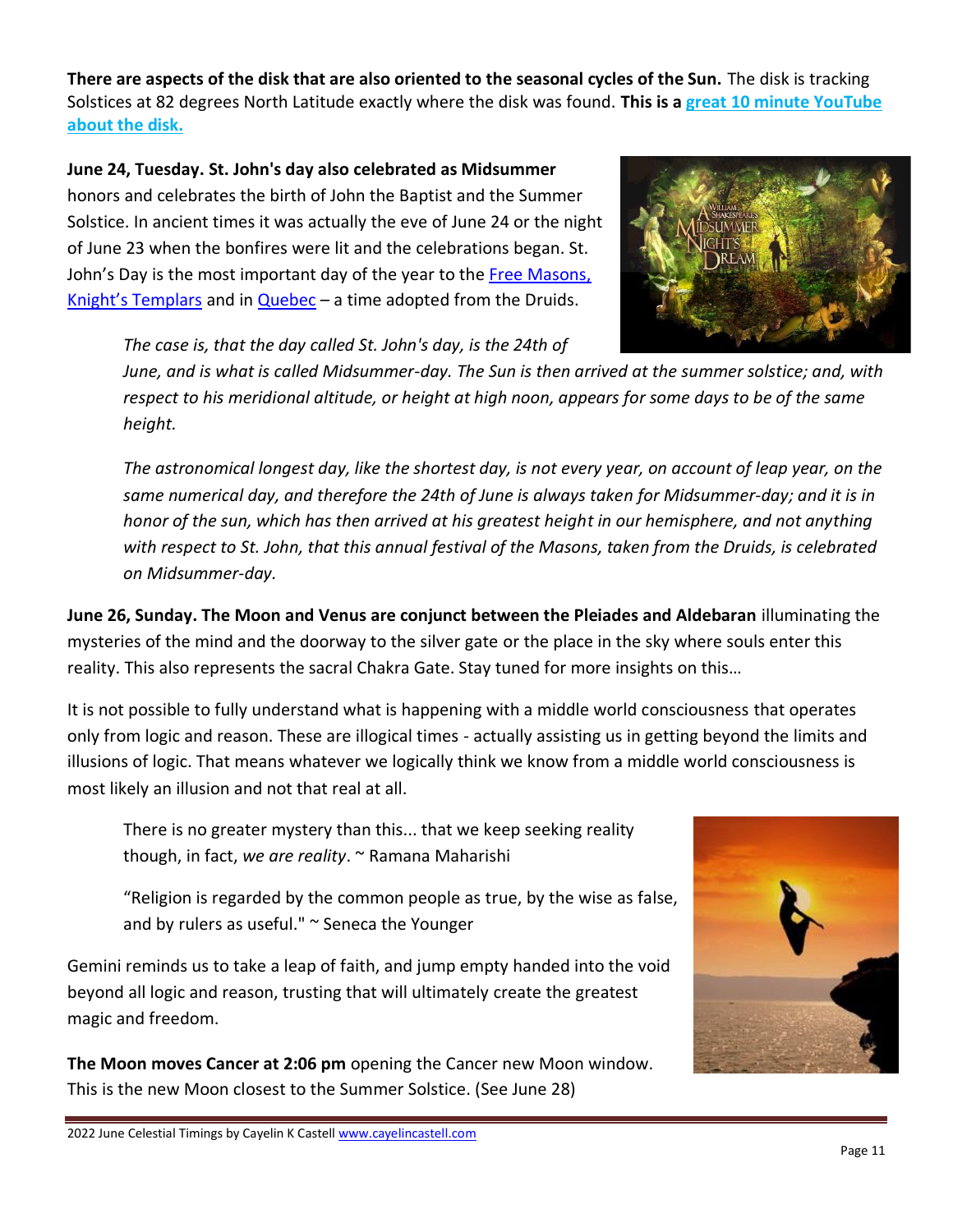**There are aspects of the disk that are also oriented to the seasonal cycles of the Sun.** The disk is tracking Solstices at 82 degrees North Latitude exactly where the disk was found. **This is a great 10 minute YouTube about the disk.**

**June 24, Tuesday. St. John's day also celebrated as Midsummer** honors and celebrates the birth of John the Baptist and the Summer Solstice. In ancient times it was actually the eve of June 24 or the night of June 23 when the bonfires were lit and the celebrations began. St. John's Day is the most important day of the year to the Free Masons, Knight's Templars and in Quebec – a time adopted from the Druids.

> *The case is, that the day called St. John's day, is the 24th of June, and is what is called Midsummer-day. The Sun is then arrived at the summer solstice; and, with respect to his meridional altitude, or height at high noon, appears for some days to be of the same height.*
>
> *The astronomical longest day, like the shortest day, is not every year, on account of leap year, on the same numerical day, and therefore the 24th of June is always taken for Midsummer-day; and it is in honor of the sun, which has then arrived at his greatest height in our hemisphere, and not anything with respect to St. John, that this annual festival of the Masons, taken from the Druids, is celebrated on Midsummer-day.*

**June 26, Sunday. The Moon and Venus are conjunct between the Pleiades and Aldebaran** illuminating the mysteries of the mind and the doorway to the silver gate or the place in the sky where souls enter this reality. This also represents the sacral Chakra Gate. Stay tuned for more insights on this…

It is not possible to fully understand what is happening with a middle world consciousness that operates only from logic and reason. These are illogical times - actually assisting us in getting beyond the limits and illusions of logic. That means whatever we logically think we know from a middle world consciousness is most likely an illusion and not that real at all.

> There is no greater mystery than this... that we keep seeking reality though, in fact, *we are reality*. ~ Ramana Maharishi
>
> "Religion is regarded by the common people as true, by the wise as false, and by rulers as useful." ~ Seneca the Younger

Gemini reminds us to take a leap of faith, and jump empty handed into the void beyond all logic and reason, trusting that will ultimately create the greatest magic and freedom.

**The Moon moves Cancer at 2:06 pm** opening the Cancer new Moon window. This is the new Moon closest to the Summer Solstice. (See June 28)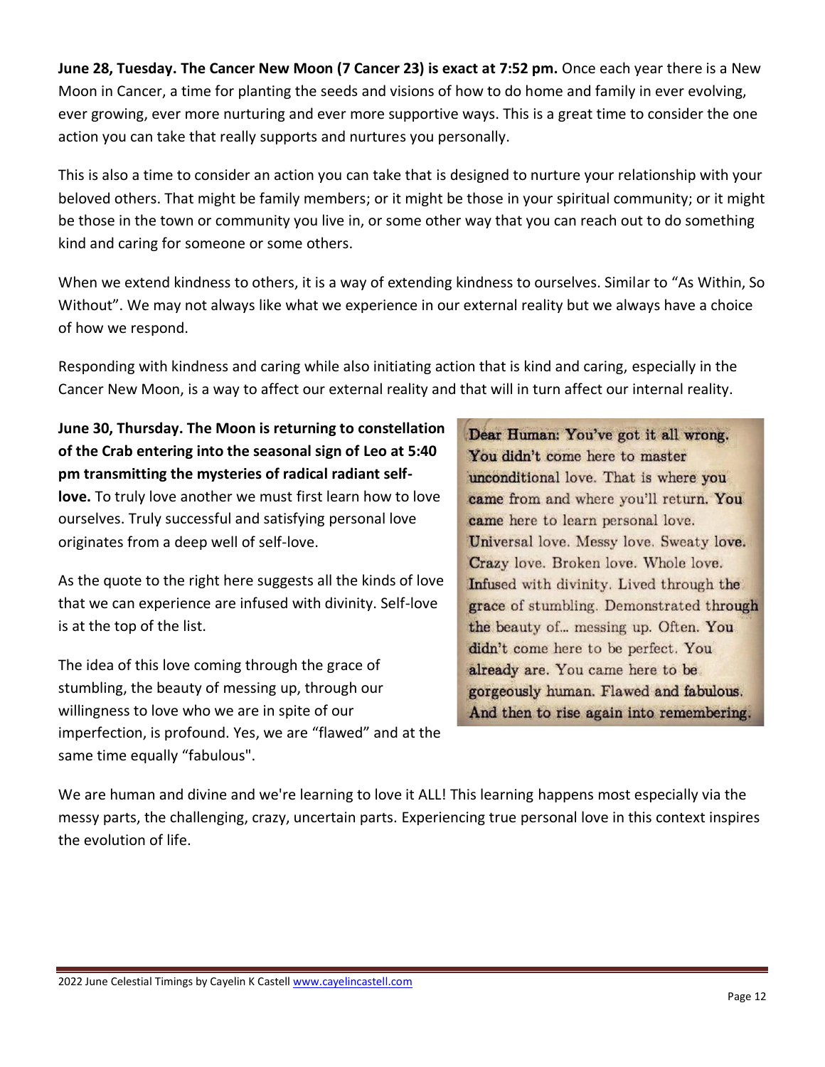**June 28, Tuesday. The Cancer New Moon (7 Cancer 23) is exact at 7:52 pm.** Once each year there is a New Moon in Cancer, a time for planting the seeds and visions of how to do home and family in ever evolving, ever growing, ever more nurturing and ever more supportive ways. This is a great time to consider the one action you can take that really supports and nurtures you personally.

This is also a time to consider an action you can take that is designed to nurture your relationship with your beloved others. That might be family members; or it might be those in your spiritual community; or it might be those in the town or community you live in, or some other way that you can reach out to do something kind and caring for someone or some others.

When we extend kindness to others, it is a way of extending kindness to ourselves. Similar to "As Within, So Without". We may not always like what we experience in our external reality but we always have a choice of how we respond.

Responding with kindness and caring while also initiating action that is kind and caring, especially in the Cancer New Moon, is a way to affect our external reality and that will in turn affect our internal reality.

**June 30, Thursday. The Moon is returning to constellation of the Crab entering into the seasonal sign of Leo at 5:40 pm transmitting the mysteries of radical radiant self-love.** To truly love another we must first learn how to love ourselves. Truly successful and satisfying personal love originates from a deep well of self-love.

> Dear Human: You've got it all wrong. You didn't come here to master unconditional love. That is where you came from and where you'll return. You came here to learn personal love. Universal love. Messy love. Sweaty love. Crazy love. Broken love. Whole love. Infused with divinity. Lived through the grace of stumbling. Demonstrated through the beauty of... messing up. Often. You didn't come here to be perfect. You already are. You came here to be gorgeously human. Flawed and fabulous. And then to rise again into remembering.

As the quote to the right here suggests all the kinds of love that we can experience are infused with divinity. Self-love is at the top of the list.

The idea of this love coming through the grace of stumbling, the beauty of messing up, through our willingness to love who we are in spite of our imperfection, is profound. Yes, we are "flawed" and at the same time equally "fabulous".

We are human and divine and we're learning to love it ALL! This learning happens most especially via the messy parts, the challenging, crazy, uncertain parts. Experiencing true personal love in this context inspires the evolution of life.